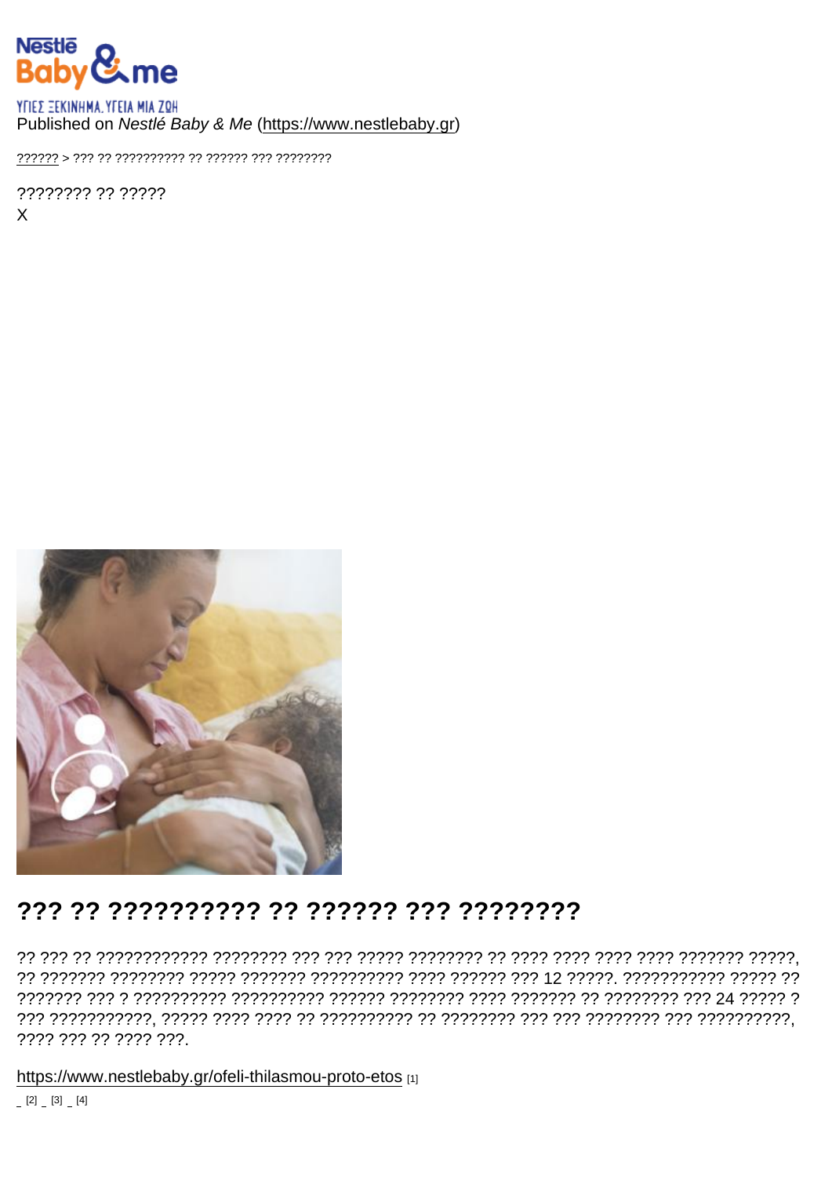Published on *Nestlé Baby & Me* (https://www.nestlebaby.gr)

?????? > ??? ?? ?????????? ?? ?????? ??? ????????

???????? ?? ?????
X

# ??? ?? ?????????? ?? ?????? ??? ????????

?? ??? ?? ???????????? ???????? ??? ??? ????? ???????? ?? ???? ???? ???? ???? ??????? ?????, ?? ??????? ???????? ????? ??????? ?????????? ???? ?????? ??? 12 ?????. ??????????? ????? ?? ??????? ??? ? ?????????? ?????????? ?????? ???????? ???? ??????? ?? ???????? ??? 24 ????? ? ??? ???????????, ????? ???? ???? ?? ?????????? ?? ???????? ??? ??? ???????? ??? ??????????, ???? ??? ?? ???? ???.

https://www.nestlebaby.gr/ofeli-thilasmou-proto-etos [1]

[2] [3] [4]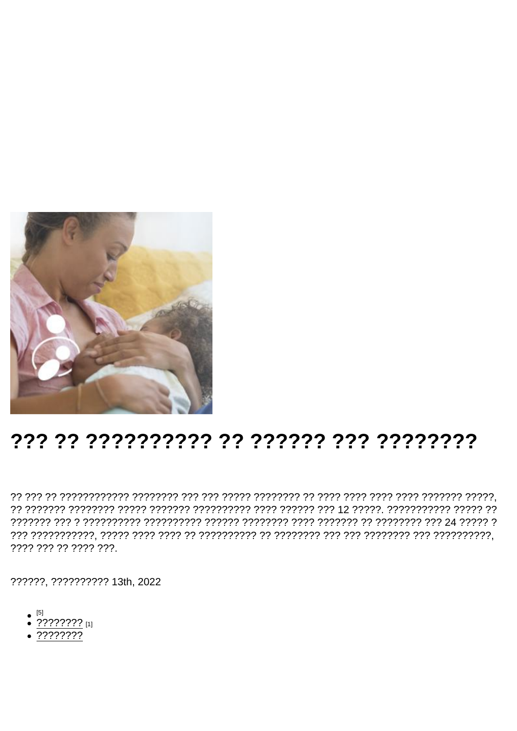# ??? ?? ?????????? ?? ?????? ??? ????????

?? ??? ?? ???????????? ???????? ??? ??? ????? ???????? ?? ???? ???? ???? ???? ??????? ?????, ?? ??????? ???????? ????? ??????? ?????????? ???? ?????? ??? 12 ?????. ??????????? ????? ?? ??????? ??? ? ?????????? ?????????? ?????? ???????? ???? ??????? ?? ???????? ??? 24 ????? ? ??? ???????????, ????? ???? ???? ?? ?????????? ?? ???????? ??? ??? ???????? ??? ??????????, ???? ??? ?? ???? ???.

??????, ?????????? 13th, 2022

- [5]
- ???????? [1]
- ????????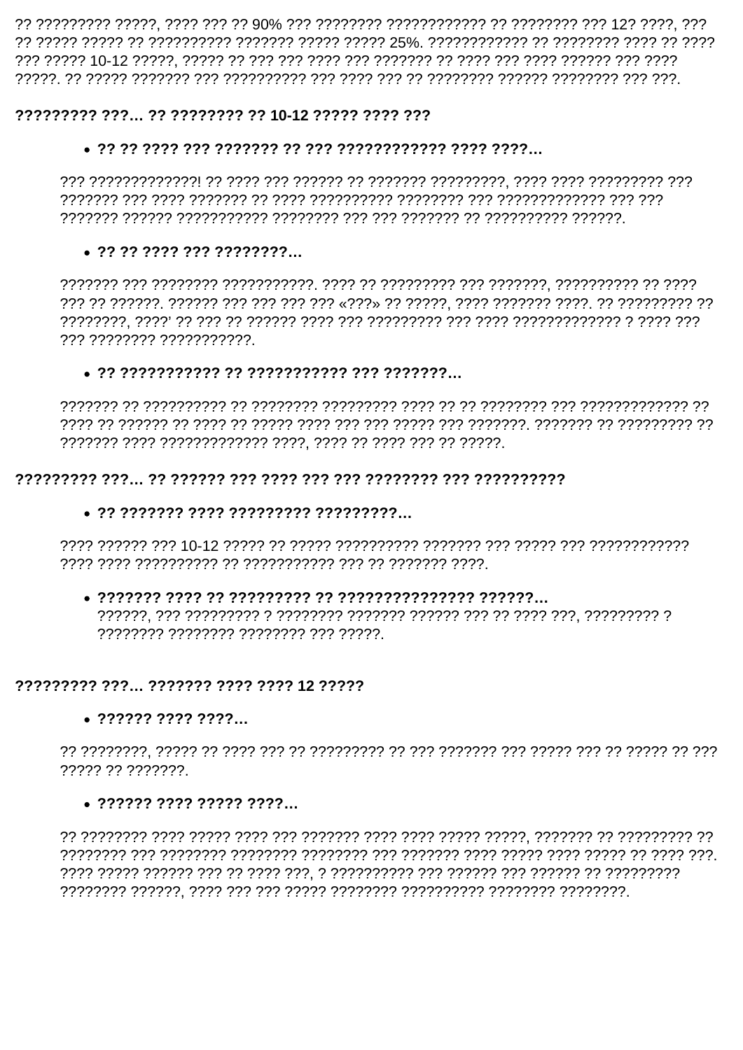?? ????????? ?????, ???? ??? ?? 90% ??? ???????? ???????????? ?? ???????? ??? 12? ????, ??? ?? ????? ????? ?? ?????????? ??????? ????? ????? 25%. ???????????? ?? ???????? ???? ?? ???? ??? ????? 10-12 ?????, ????? ?? ??? ??? ???? ??? ??????? ?? ???? ??? ???? ?????? ??? ???? ?????. ?? ????? ??????? ??? ?????????? ??? ???? ??? ?? ???????? ?????? ???????? ??? ???.

**????????? ???... ?? ???????? ?? 10-12 ????? ???? ???**

- **?? ?? ???? ??? ??????? ?? ??? ???????????? ???? ????...**

??? ?????????????! ?? ???? ??? ?????? ?? ??????? ?????????, ???? ???? ????????? ??? ??????? ??? ???? ??????? ?? ???? ?????????? ???????? ??? ????????????? ??? ??? ??????? ?????? ??????????? ???????? ??? ??? ??????? ?? ?????????? ??????.

- **?? ?? ???? ??? ????????...**

??????? ??? ???????? ???????????. ???? ?? ????????? ??? ???????, ?????????? ?? ???? ??? ?? ??????. ?????? ??? ??? ??? ??? «???» ?? ?????, ???? ??????? ????. ?? ????????? ?? ????????, ????’ ?? ??? ?? ?????? ???? ??? ????????? ??? ???? ????????????? ? ???? ??? ??? ???????? ???????????.

- **?? ??????????? ?? ??????????? ??? ???????...**

??????? ?? ?????????? ?? ???????? ????????? ???? ?? ?? ???????? ??? ????????????? ?? ???? ?? ?????? ?? ???? ?? ????? ???? ??? ??? ????? ??? ???????. ??????? ?? ????????? ?? ??????? ???? ????????????? ????, ???? ?? ???? ??? ?? ?????.

**????????? ???... ?? ?????? ??? ???? ??? ??? ???????? ??? ??????????**

- **?? ??????? ???? ????????? ?????????...**

???? ?????? ??? 10-12 ????? ?? ????? ?????????? ??????? ??? ????? ??? ???????????? ???? ???? ?????????? ?? ??????????? ??? ?? ??????? ????.

- **??????? ???? ?? ????????? ?? ??????????????? ??????...**
??????, ??? ????????? ? ???????? ??????? ?????? ??? ?? ???? ???, ????????? ? ???????? ???????? ???????? ??? ?????.

**????????? ???... ??????? ???? ???? 12 ?????**

- **?????? ???? ????...**

?? ????????, ????? ?? ???? ??? ?? ????????? ?? ??? ??????? ??? ????? ??? ?? ????? ?? ??? ????? ?? ???????.

- **?????? ???? ????? ????...**

?? ???????? ???? ????? ???? ??? ??????? ???? ???? ????? ?????, ??????? ?? ????????? ?? ???????? ??? ???????? ???????? ???????? ??? ??????? ???? ????? ???? ????? ?? ???? ???. ???? ????? ?????? ??? ?? ???? ???, ? ?????????? ??? ?????? ??? ?????? ?? ????????? ???????? ??????, ???? ??? ??? ????? ???????? ?????????? ???????? ????????.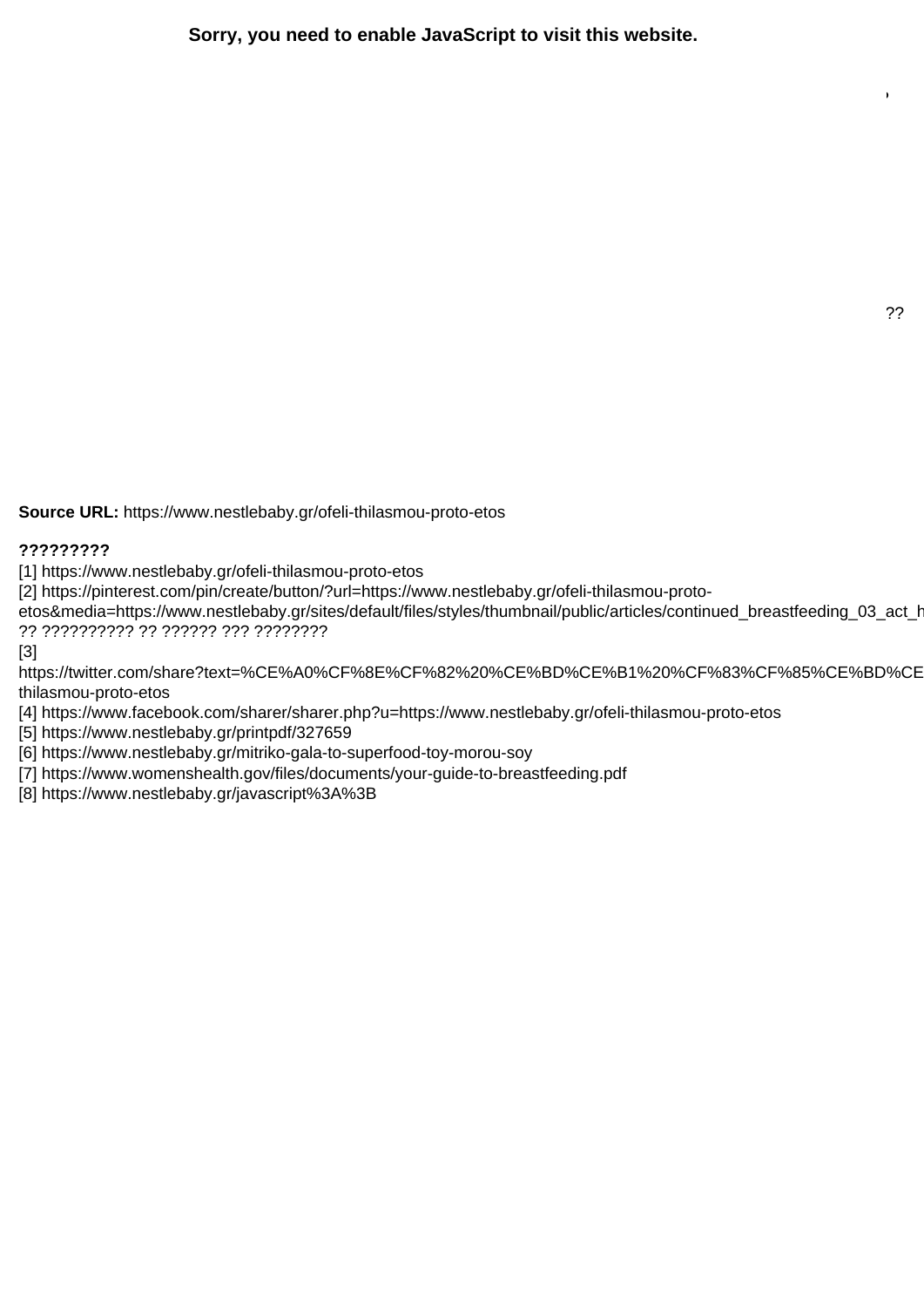**Sorry, you need to enable JavaScript to visit this website.**

??

**Source URL:** https://www.nestlebaby.gr/ofeli-thilasmou-proto-etos

**?????????**

[1] https://www.nestlebaby.gr/ofeli-thilasmou-proto-etos
[2] https://pinterest.com/pin/create/button/?url=https://www.nestlebaby.gr/ofeli-thilasmou-proto-etos&media=https://www.nestlebaby.gr/sites/default/files/styles/thumbnail/public/articles/continued_breastfeeding_03_act_h
?? ?????????? ?? ?????? ??? ????????
[3] https://twitter.com/share?text=%CE%A0%CF%8E%CF%82%20%CE%BD%CE%B1%20%CF%83%CF%85%CE%BD%CE thilasmou-proto-etos
[4] https://www.facebook.com/sharer/sharer.php?u=https://www.nestlebaby.gr/ofeli-thilasmou-proto-etos
[5] https://www.nestlebaby.gr/printpdf/327659
[6] https://www.nestlebaby.gr/mitriko-gala-to-superfood-toy-morou-soy
[7] https://www.womenshealth.gov/files/documents/your-guide-to-breastfeeding.pdf
[8] https://www.nestlebaby.gr/javascript%3A%3B